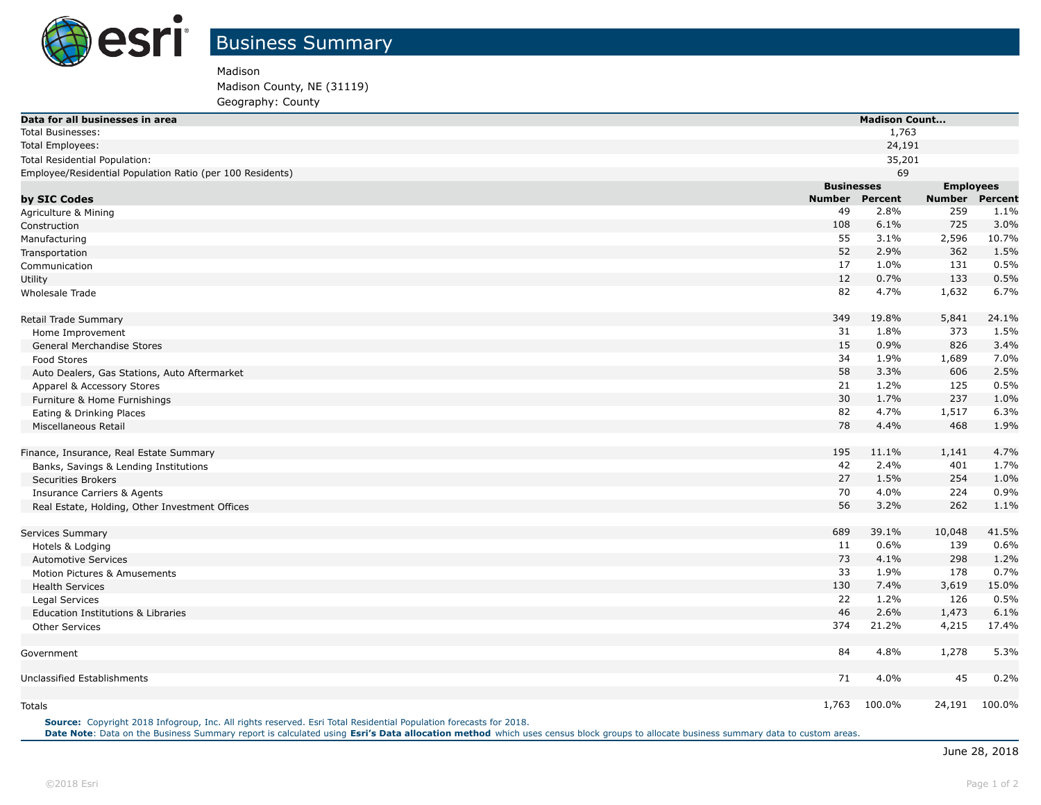# Business Summary

Madison
Madison County, NE (31119)
Geography: County

| Data for all businesses in area | Madison Count... | | | |
|---|---|---|---|---|
| Total Businesses: | 1,763 | | | |
| Total Employees: | 24,191 | | | |
| Total Residential Population: | 35,201 | | | |
| Employee/Residential Population Ratio (per 100 Residents) | 69 | | | |

| | Businesses | | Employees | |
|---|---|---|---|---|
| **by SIC Codes** | **Number** | **Percent** | **Number** | **Percent** |
| Agriculture & Mining | 49 | 2.8% | 259 | 1.1% |
| Construction | 108 | 6.1% | 725 | 3.0% |
| Manufacturing | 55 | 3.1% | 2,596 | 10.7% |
| Transportation | 52 | 2.9% | 362 | 1.5% |
| Communication | 17 | 1.0% | 131 | 0.5% |
| Utility | 12 | 0.7% | 133 | 0.5% |
| Wholesale Trade | 82 | 4.7% | 1,632 | 6.7% |
| | | | | |
| Retail Trade Summary | 349 | 19.8% | 5,841 | 24.1% |
| Home Improvement | 31 | 1.8% | 373 | 1.5% |
| General Merchandise Stores | 15 | 0.9% | 826 | 3.4% |
| Food Stores | 34 | 1.9% | 1,689 | 7.0% |
| Auto Dealers, Gas Stations, Auto Aftermarket | 58 | 3.3% | 606 | 2.5% |
| Apparel & Accessory Stores | 21 | 1.2% | 125 | 0.5% |
| Furniture & Home Furnishings | 30 | 1.7% | 237 | 1.0% |
| Eating & Drinking Places | 82 | 4.7% | 1,517 | 6.3% |
| Miscellaneous Retail | 78 | 4.4% | 468 | 1.9% |
| | | | | |
| Finance, Insurance, Real Estate Summary | 195 | 11.1% | 1,141 | 4.7% |
| Banks, Savings & Lending Institutions | 42 | 2.4% | 401 | 1.7% |
| Securities Brokers | 27 | 1.5% | 254 | 1.0% |
| Insurance Carriers & Agents | 70 | 4.0% | 224 | 0.9% |
| Real Estate, Holding, Other Investment Offices | 56 | 3.2% | 262 | 1.1% |
| | | | | |
| Services Summary | 689 | 39.1% | 10,048 | 41.5% |
| Hotels & Lodging | 11 | 0.6% | 139 | 0.6% |
| Automotive Services | 73 | 4.1% | 298 | 1.2% |
| Motion Pictures & Amusements | 33 | 1.9% | 178 | 0.7% |
| Health Services | 130 | 7.4% | 3,619 | 15.0% |
| Legal Services | 22 | 1.2% | 126 | 0.5% |
| Education Institutions & Libraries | 46 | 2.6% | 1,473 | 6.1% |
| Other Services | 374 | 21.2% | 4,215 | 17.4% |
| | | | | |
| Government | 84 | 4.8% | 1,278 | 5.3% |
| | | | | |
| Unclassified Establishments | 71 | 4.0% | 45 | 0.2% |
| | | | | |
| Totals | 1,763 | 100.0% | 24,191 | 100.0% |

**Source:** Copyright 2018 Infogroup, Inc. All rights reserved. Esri Total Residential Population forecasts for 2018.
**Date Note**: Data on the Business Summary report is calculated using **Esri's Data allocation method** which uses census block groups to allocate business summary data to custom areas.

June 28, 2018

©2018 Esri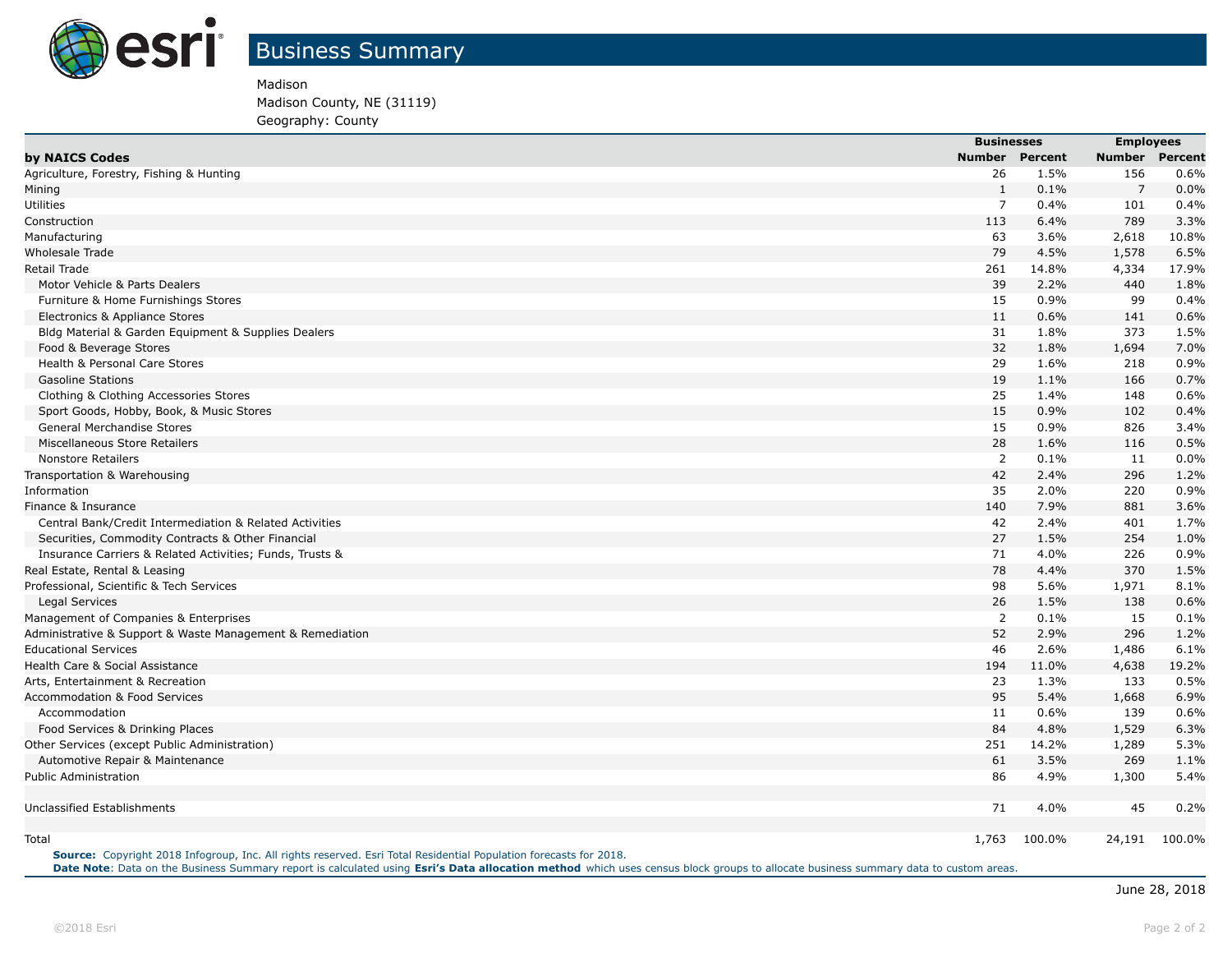# Business Summary

Madison
Madison County, NE (31119)
Geography: County

| by NAICS Codes | Businesses | | Employees | |
|---|---|---|---|---|
| | Number | Percent | Number | Percent |
| Agriculture, Forestry, Fishing & Hunting | 26 | 1.5% | 156 | 0.6% |
| Mining | 1 | 0.1% | 7 | 0.0% |
| Utilities | 7 | 0.4% | 101 | 0.4% |
| Construction | 113 | 6.4% | 789 | 3.3% |
| Manufacturing | 63 | 3.6% | 2,618 | 10.8% |
| Wholesale Trade | 79 | 4.5% | 1,578 | 6.5% |
| Retail Trade | 261 | 14.8% | 4,334 | 17.9% |
| Motor Vehicle & Parts Dealers | 39 | 2.2% | 440 | 1.8% |
| Furniture & Home Furnishings Stores | 15 | 0.9% | 99 | 0.4% |
| Electronics & Appliance Stores | 11 | 0.6% | 141 | 0.6% |
| Bldg Material & Garden Equipment & Supplies Dealers | 31 | 1.8% | 373 | 1.5% |
| Food & Beverage Stores | 32 | 1.8% | 1,694 | 7.0% |
| Health & Personal Care Stores | 29 | 1.6% | 218 | 0.9% |
| Gasoline Stations | 19 | 1.1% | 166 | 0.7% |
| Clothing & Clothing Accessories Stores | 25 | 1.4% | 148 | 0.6% |
| Sport Goods, Hobby, Book, & Music Stores | 15 | 0.9% | 102 | 0.4% |
| General Merchandise Stores | 15 | 0.9% | 826 | 3.4% |
| Miscellaneous Store Retailers | 28 | 1.6% | 116 | 0.5% |
| Nonstore Retailers | 2 | 0.1% | 11 | 0.0% |
| Transportation & Warehousing | 42 | 2.4% | 296 | 1.2% |
| Information | 35 | 2.0% | 220 | 0.9% |
| Finance & Insurance | 140 | 7.9% | 881 | 3.6% |
| Central Bank/Credit Intermediation & Related Activities | 42 | 2.4% | 401 | 1.7% |
| Securities, Commodity Contracts & Other Financial | 27 | 1.5% | 254 | 1.0% |
| Insurance Carriers & Related Activities; Funds, Trusts & | 71 | 4.0% | 226 | 0.9% |
| Real Estate, Rental & Leasing | 78 | 4.4% | 370 | 1.5% |
| Professional, Scientific & Tech Services | 98 | 5.6% | 1,971 | 8.1% |
| Legal Services | 26 | 1.5% | 138 | 0.6% |
| Management of Companies & Enterprises | 2 | 0.1% | 15 | 0.1% |
| Administrative & Support & Waste Management & Remediation | 52 | 2.9% | 296 | 1.2% |
| Educational Services | 46 | 2.6% | 1,486 | 6.1% |
| Health Care & Social Assistance | 194 | 11.0% | 4,638 | 19.2% |
| Arts, Entertainment & Recreation | 23 | 1.3% | 133 | 0.5% |
| Accommodation & Food Services | 95 | 5.4% | 1,668 | 6.9% |
| Accommodation | 11 | 0.6% | 139 | 0.6% |
| Food Services & Drinking Places | 84 | 4.8% | 1,529 | 6.3% |
| Other Services (except Public Administration) | 251 | 14.2% | 1,289 | 5.3% |
| Automotive Repair & Maintenance | 61 | 3.5% | 269 | 1.1% |
| Public Administration | 86 | 4.9% | 1,300 | 5.4% |
| Unclassified Establishments | 71 | 4.0% | 45 | 0.2% |
| Total | 1,763 | 100.0% | 24,191 | 100.0% |

**Source:** Copyright 2018 Infogroup, Inc. All rights reserved. Esri Total Residential Population forecasts for 2018.
**Date Note**: Data on the Business Summary report is calculated using **Esri's Data allocation method** which uses census block groups to allocate business summary data to custom areas.

June 28, 2018

©2018 Esri